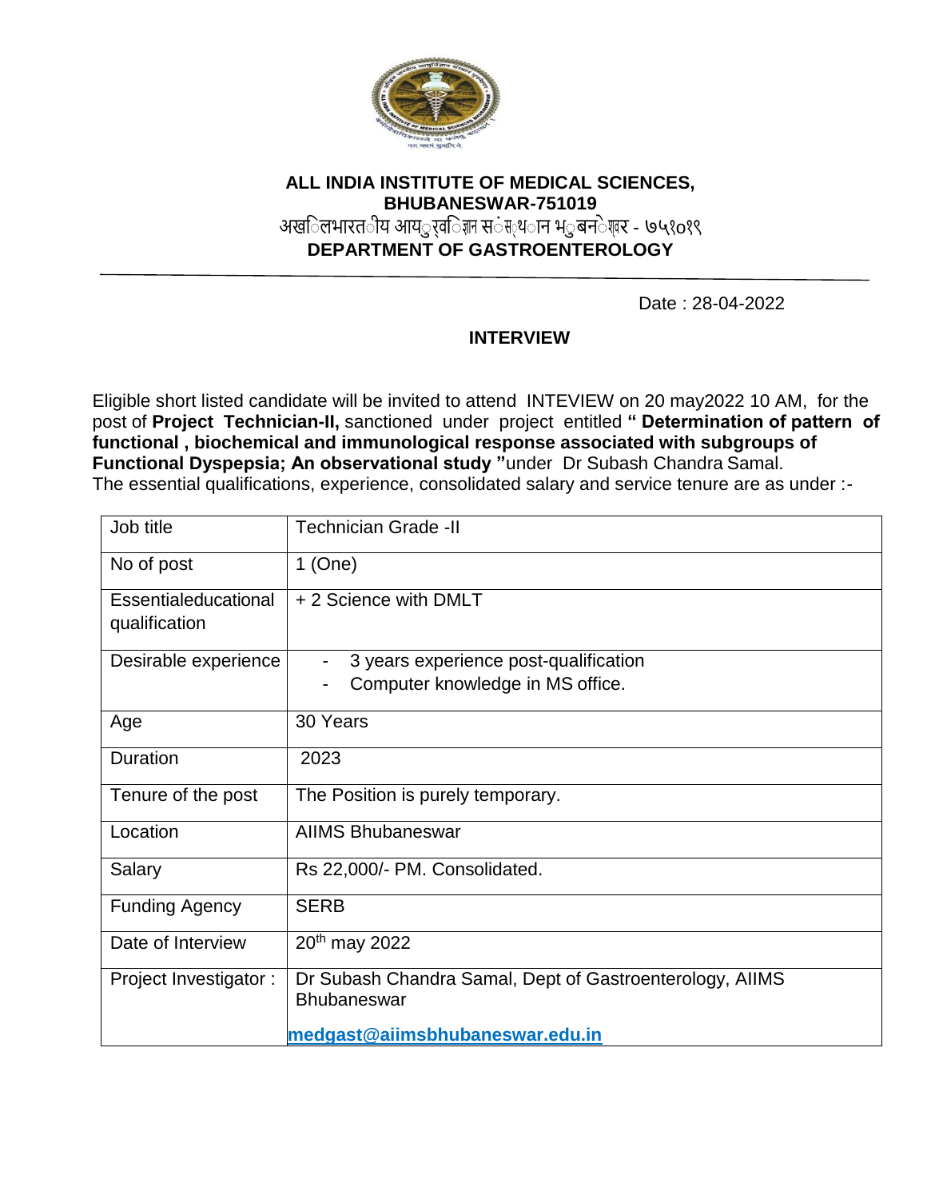**ALL INDIA INSTITUTE OF MEDICAL SCIENCES, BHUBANESWAR-751019**

अखिलभारतीय आयुर्विज्ञान संस्थान भुबनेश्वर - ७५१०१९

**DEPARTMENT OF GASTROENTEROLOGY**

---

Date : 28-04-2022

## INTERVIEW

Eligible short listed candidate will be invited to attend INTEVIEW on 20 may2022 10 AM, for the post of **Project Technician-II,** sanctioned under project entitled **" Determination of pattern of functional , biochemical and immunological response associated with subgroups of Functional Dyspepsia; An observational study "**under Dr Subash Chandra Samal.

The essential qualifications, experience, consolidated salary and service tenure are as under :-

| Job title | Technician Grade -II |
|---|---|
| No of post | 1 (One) |
| Essentialeducational qualification | + 2 Science with DMLT |
| Desirable experience | - 3 years experience post-qualification<br>- Computer knowledge in MS office. |
| Age | 30 Years |
| Duration | 2023 |
| Tenure of the post | The Position is purely temporary. |
| Location | AIIMS Bhubaneswar |
| Salary | Rs 22,000/- PM. Consolidated. |
| Funding Agency | SERB |
| Date of Interview | 20th may 2022 |
| Project Investigator : | Dr Subash Chandra Samal, Dept of Gastroenterology, AIIMS Bhubaneswar<br>medgast@aiimsbhubaneswar.edu.in |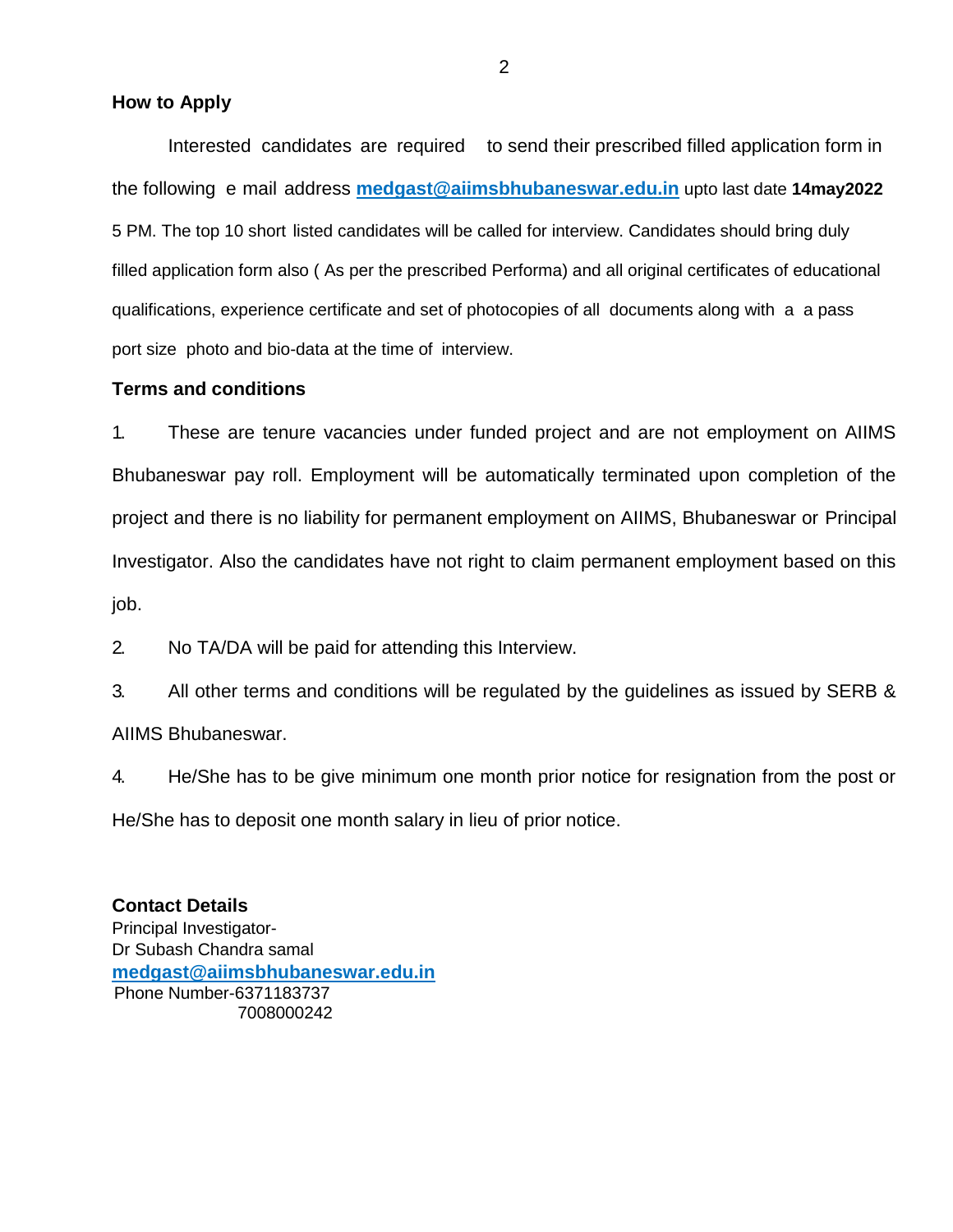**How to Apply**

Interested candidates are required to send their prescribed filled application form in the following e mail address **medgast@aiimsbhubaneswar.edu.in** upto last date **14may2022** 5 PM. The top 10 short listed candidates will be called for interview. Candidates should bring duly filled application form also ( As per the prescribed Performa) and all original certificates of educational qualifications, experience certificate and set of photocopies of all documents along with a a pass port size photo and bio-data at the time of interview.

**Terms and conditions**

1. These are tenure vacancies under funded project and are not employment on AIIMS Bhubaneswar pay roll. Employment will be automatically terminated upon completion of the project and there is no liability for permanent employment on AIIMS, Bhubaneswar or Principal Investigator. Also the candidates have not right to claim permanent employment based on this job.
2. No TA/DA will be paid for attending this Interview.
3. All other terms and conditions will be regulated by the guidelines as issued by SERB & AIIMS Bhubaneswar.
4. He/She has to be give minimum one month prior notice for resignation from the post or He/She has to deposit one month salary in lieu of prior notice.

**Contact Details**

Principal Investigator-
Dr Subash Chandra samal
**medgast@aiimsbhubaneswar.edu.in**
Phone Number-6371183737
7008000242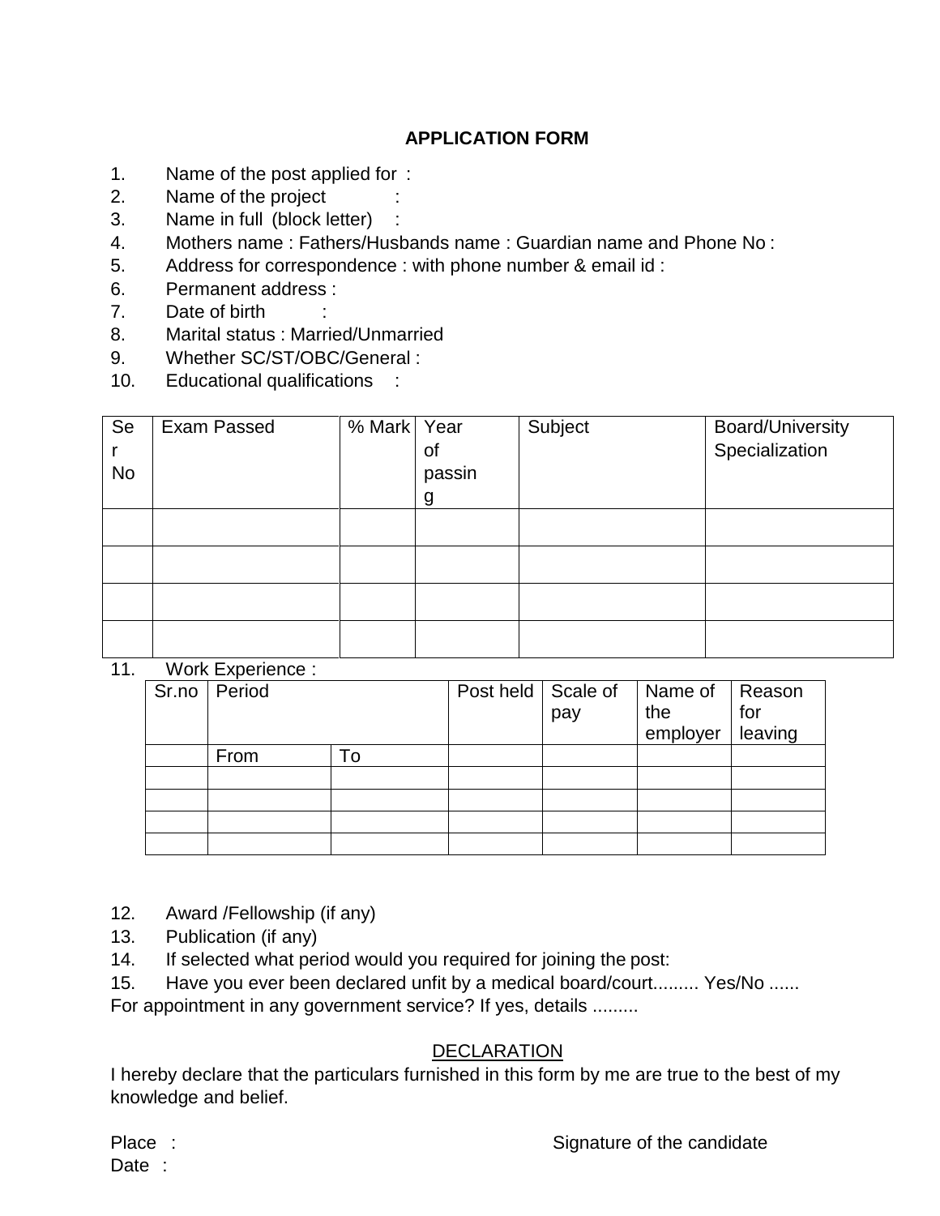**APPLICATION FORM**

1. Name of the post applied for :
2. Name of the project :
3. Name in full (block letter) :
4. Mothers name : Fathers/Husbands name : Guardian name and Phone No :
5. Address for correspondence : with phone number & email id :
6. Permanent address :
7. Date of birth :
8. Marital status : Married/Unmarried
9. Whether SC/ST/OBC/General :
10. Educational qualifications :

| Ser No | Exam Passed | % Mark | Year of passing | Subject | Board/University Specialization |
|---|---|---|---|---|---|
| | | | | | |
| | | | | | |
| | | | | | |
| | | | | | |

11. Work Experience :

| Sr.no | Period | | Post held | Scale of pay | Name of the employer | Reason for leaving |
|---|---|---|---|---|---|---|
| | From | To | | | | |
| | | | | | | |
| | | | | | | |
| | | | | | | |
| | | | | | | |

12. Award /Fellowship (if any)
13. Publication (if any)
14. If selected what period would you required for joining the post:
15. Have you ever been declared unfit by a medical board/court......... Yes/No ......

For appointment in any government service? If yes, details .........

DECLARATION

I hereby declare that the particulars furnished in this form by me are true to the best of my knowledge and belief.

Place :

Date :

Signature of the candidate